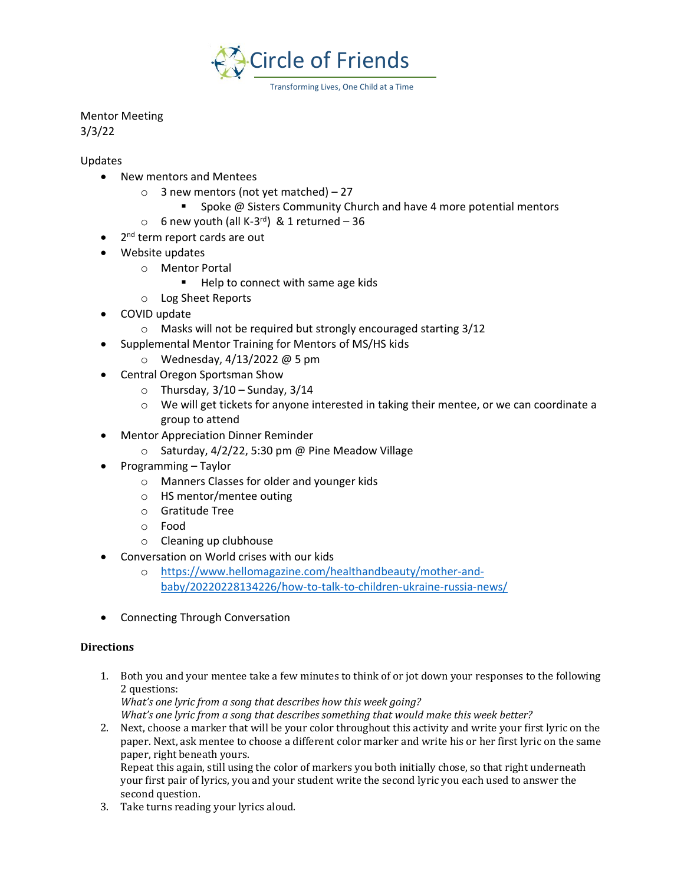# Circle of Friends

Transforming Lives, One Child at a Time

Mentor Meeting
3/3/22

Updates

- New mentors and Mentees
  - 3 new mentors (not yet matched) – 27
    - Spoke @ Sisters Community Church and have 4 more potential mentors
  - 6 new youth (all K-3rd) & 1 returned – 36
- 2nd term report cards are out
- Website updates
  - Mentor Portal
    - Help to connect with same age kids
  - Log Sheet Reports
- COVID update
  - Masks will not be required but strongly encouraged starting 3/12
- Supplemental Mentor Training for Mentors of MS/HS kids
  - Wednesday, 4/13/2022 @ 5 pm
- Central Oregon Sportsman Show
  - Thursday, 3/10 – Sunday, 3/14
  - We will get tickets for anyone interested in taking their mentee, or we can coordinate a group to attend
- Mentor Appreciation Dinner Reminder
  - Saturday, 4/2/22, 5:30 pm @ Pine Meadow Village
- Programming – Taylor
  - Manners Classes for older and younger kids
  - HS mentor/mentee outing
  - Gratitude Tree
  - Food
  - Cleaning up clubhouse
- Conversation on World crises with our kids
  - https://www.hellomagazine.com/healthandbeauty/mother-and-baby/20220228134226/how-to-talk-to-children-ukraine-russia-news/
- Connecting Through Conversation

**Directions**

1. Both you and your mentee take a few minutes to think of or jot down your responses to the following 2 questions:
   *What's one lyric from a song that describes how this week going?*
   *What's one lyric from a song that describes something that would make this week better?*
2. Next, choose a marker that will be your color throughout this activity and write your first lyric on the paper. Next, ask mentee to choose a different color marker and write his or her first lyric on the same paper, right beneath yours.
   Repeat this again, still using the color of markers you both initially chose, so that right underneath your first pair of lyrics, you and your student write the second lyric you each used to answer the second question.
3. Take turns reading your lyrics aloud.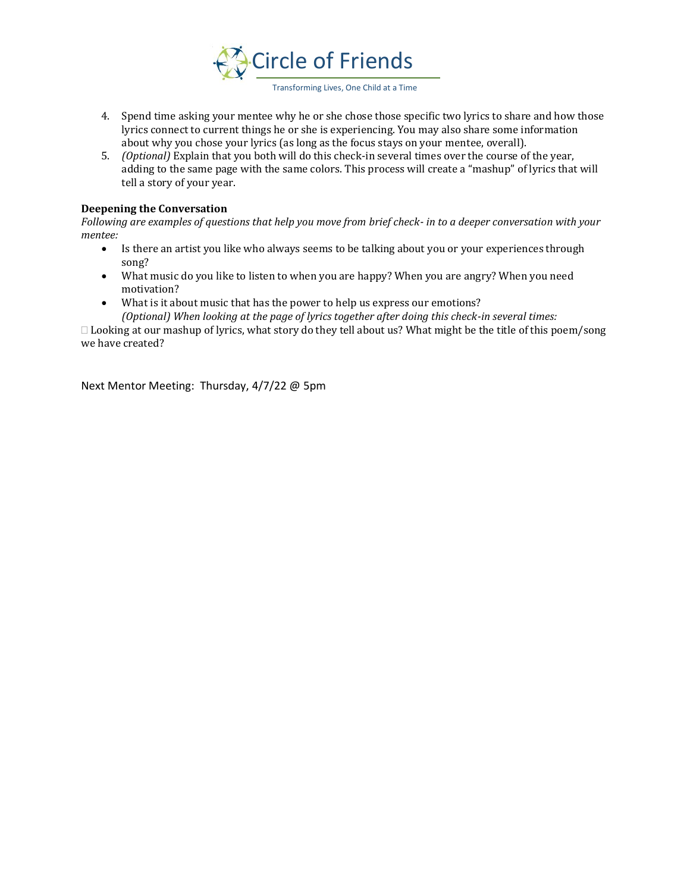4. Spend time asking your mentee why he or she chose those specific two lyrics to share and how those lyrics connect to current things he or she is experiencing. You may also share some information about why you chose your lyrics (as long as the focus stays on your mentee, overall).
5. *(Optional)* Explain that you both will do this check-in several times over the course of the year, adding to the same page with the same colors. This process will create a "mashup" of lyrics that will tell a story of your year.

**Deepening the Conversation**

*Following are examples of questions that help you move from brief check- in to a deeper conversation with your mentee:*

- Is there an artist you like who always seems to be talking about you or your experiences through song?
- What music do you like to listen to when you are happy? When you are angry? When you need motivation?
- What is it about music that has the power to help us express our emotions?

  *(Optional) When looking at the page of lyrics together after doing this check-in several times:*

 Looking at our mashup of lyrics, what story do they tell about us? What might be the title of this poem/song we have created?

Next Mentor Meeting: Thursday, 4/7/22 @ 5pm